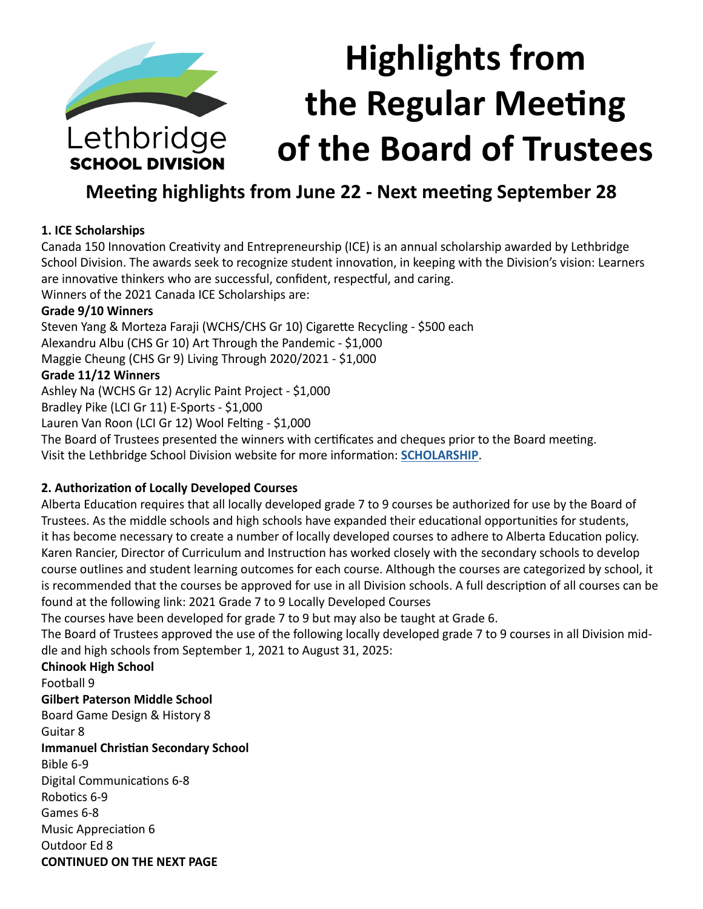Lethbridge SCHOOL DIVISION

# Highlights from the Regular Meeting of the Board of Trustees

## Meeting highlights from June 22 - Next meeting September 28

**1. ICE Scholarships**

Canada 150 Innovation Creativity and Entrepreneurship (ICE) is an annual scholarship awarded by Lethbridge School Division. The awards seek to recognize student innovation, in keeping with the Division's vision: Learners are innovative thinkers who are successful, confident, respectful, and caring.

Winners of the 2021 Canada ICE Scholarships are:

**Grade 9/10 Winners**

Steven Yang & Morteza Faraji (WCHS/CHS Gr 10) Cigarette Recycling - $500 each
Alexandru Albu (CHS Gr 10) Art Through the Pandemic - $1,000
Maggie Cheung (CHS Gr 9) Living Through 2020/2021 - $1,000

**Grade 11/12 Winners**

Ashley Na (WCHS Gr 12) Acrylic Paint Project - $1,000
Bradley Pike (LCI Gr 11) E-Sports - $1,000
Lauren Van Roon (LCI Gr 12) Wool Felting - $1,000

The Board of Trustees presented the winners with certificates and cheques prior to the Board meeting.

Visit the Lethbridge School Division website for more information: **SCHOLARSHIP**.

**2. Authorization of Locally Developed Courses**

Alberta Education requires that all locally developed grade 7 to 9 courses be authorized for use by the Board of Trustees. As the middle schools and high schools have expanded their educational opportunities for students, it has become necessary to create a number of locally developed courses to adhere to Alberta Education policy. Karen Rancier, Director of Curriculum and Instruction has worked closely with the secondary schools to develop course outlines and student learning outcomes for each course. Although the courses are categorized by school, it is recommended that the courses be approved for use in all Division schools. A full description of all courses can be found at the following link: 2021 Grade 7 to 9 Locally Developed Courses

The courses have been developed for grade 7 to 9 but may also be taught at Grade 6.

The Board of Trustees approved the use of the following locally developed grade 7 to 9 courses in all Division middle and high schools from September 1, 2021 to August 31, 2025:

**Chinook High School**

Football 9

**Gilbert Paterson Middle School**

Board Game Design & History 8
Guitar 8

**Immanuel Christian Secondary School**

Bible 6-9
Digital Communications 6-8
Robotics 6-9
Games 6-8
Music Appreciation 6
Outdoor Ed 8

**CONTINUED ON THE NEXT PAGE**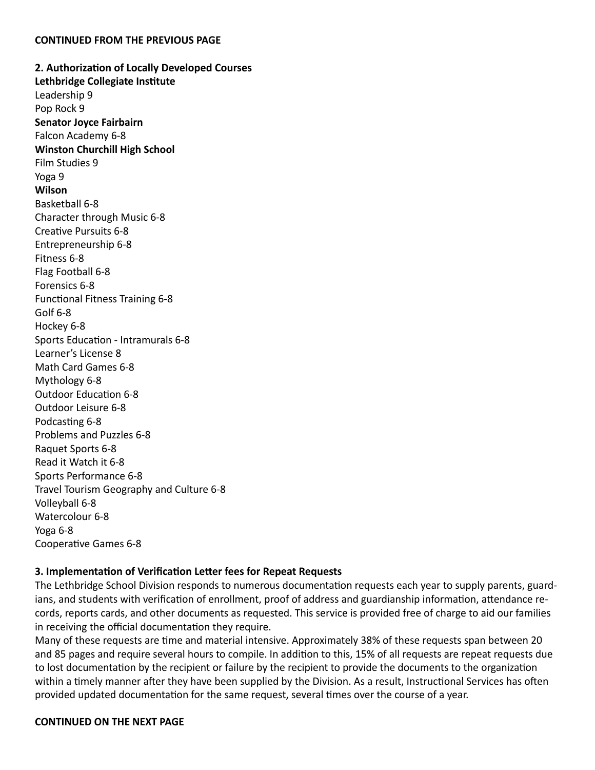**CONTINUED FROM THE PREVIOUS PAGE**

**2. Authorization of Locally Developed Courses**

**Lethbridge Collegiate Institute**

Leadership 9
Pop Rock 9

**Senator Joyce Fairbairn**

Falcon Academy 6-8

**Winston Churchill High School**

Film Studies 9
Yoga 9

**Wilson**

Basketball 6-8
Character through Music 6-8
Creative Pursuits 6-8
Entrepreneurship 6-8
Fitness 6-8
Flag Football 6-8
Forensics 6-8
Functional Fitness Training 6-8
Golf 6-8
Hockey 6-8
Sports Education - Intramurals 6-8
Learner's License 8
Math Card Games 6-8
Mythology 6-8
Outdoor Education 6-8
Outdoor Leisure 6-8
Podcasting 6-8
Problems and Puzzles 6-8
Raquet Sports 6-8
Read it Watch it 6-8
Sports Performance 6-8
Travel Tourism Geography and Culture 6-8
Volleyball 6-8
Watercolour 6-8
Yoga 6-8
Cooperative Games 6-8

**3. Implementation of Verification Letter fees for Repeat Requests**

The Lethbridge School Division responds to numerous documentation requests each year to supply parents, guardians, and students with verification of enrollment, proof of address and guardianship information, attendance records, reports cards, and other documents as requested. This service is provided free of charge to aid our families in receiving the official documentation they require.

Many of these requests are time and material intensive. Approximately 38% of these requests span between 20 and 85 pages and require several hours to compile. In addition to this, 15% of all requests are repeat requests due to lost documentation by the recipient or failure by the recipient to provide the documents to the organization within a timely manner after they have been supplied by the Division. As a result, Instructional Services has often provided updated documentation for the same request, several times over the course of a year.

**CONTINUED ON THE NEXT PAGE**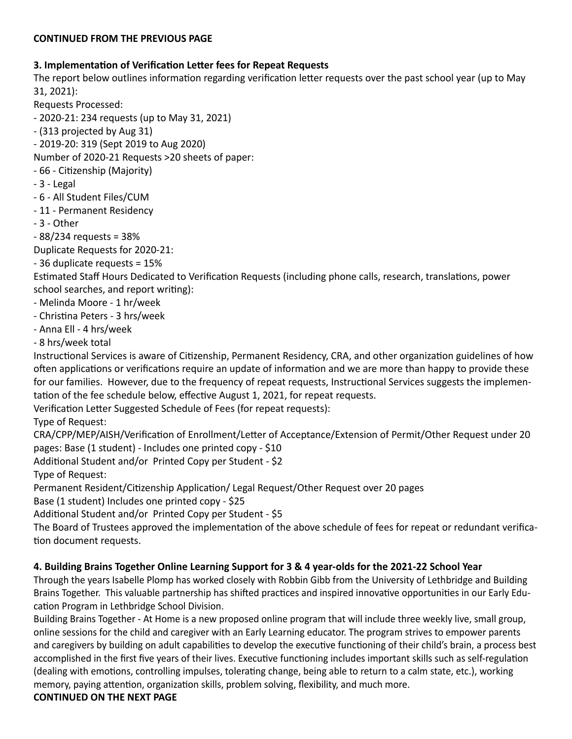**CONTINUED FROM THE PREVIOUS PAGE**

**3. Implementation of Verification Letter fees for Repeat Requests**

The report below outlines information regarding verification letter requests over the past school year (up to May 31, 2021):

Requests Processed:

- 2020-21: 234 requests (up to May 31, 2021)
- (313 projected by Aug 31)
- 2019-20: 319 (Sept 2019 to Aug 2020)

Number of 2020-21 Requests >20 sheets of paper:

- 66 - Citizenship (Majority)
- 3 - Legal
- 6 - All Student Files/CUM
- 11 - Permanent Residency
- 3 - Other
- 88/234 requests = 38%

Duplicate Requests for 2020-21:

- 36 duplicate requests = 15%

Estimated Staff Hours Dedicated to Verification Requests (including phone calls, research, translations, power school searches, and report writing):

- Melinda Moore - 1 hr/week
- Christina Peters - 3 hrs/week
- Anna Ell - 4 hrs/week
- 8 hrs/week total

Instructional Services is aware of Citizenship, Permanent Residency, CRA, and other organization guidelines of how often applications or verifications require an update of information and we are more than happy to provide these for our families. However, due to the frequency of repeat requests, Instructional Services suggests the implementation of the fee schedule below, effective August 1, 2021, for repeat requests.

Verification Letter Suggested Schedule of Fees (for repeat requests):

Type of Request:

CRA/CPP/MEP/AISH/Verification of Enrollment/Letter of Acceptance/Extension of Permit/Other Request under 20 pages: Base (1 student) - Includes one printed copy - $10

Additional Student and/or Printed Copy per Student - $2

Type of Request:

Permanent Resident/Citizenship Application/ Legal Request/Other Request over 20 pages

Base (1 student) Includes one printed copy - $25

Additional Student and/or Printed Copy per Student - $5

The Board of Trustees approved the implementation of the above schedule of fees for repeat or redundant verification document requests.

**4. Building Brains Together Online Learning Support for 3 & 4 year-olds for the 2021-22 School Year**

Through the years Isabelle Plomp has worked closely with Robbin Gibb from the University of Lethbridge and Building Brains Together. This valuable partnership has shifted practices and inspired innovative opportunities in our Early Education Program in Lethbridge School Division.

Building Brains Together - At Home is a new proposed online program that will include three weekly live, small group, online sessions for the child and caregiver with an Early Learning educator. The program strives to empower parents and caregivers by building on adult capabilities to develop the executive functioning of their child's brain, a process best accomplished in the first five years of their lives. Executive functioning includes important skills such as self-regulation (dealing with emotions, controlling impulses, tolerating change, being able to return to a calm state, etc.), working memory, paying attention, organization skills, problem solving, flexibility, and much more.

**CONTINUED ON THE NEXT PAGE**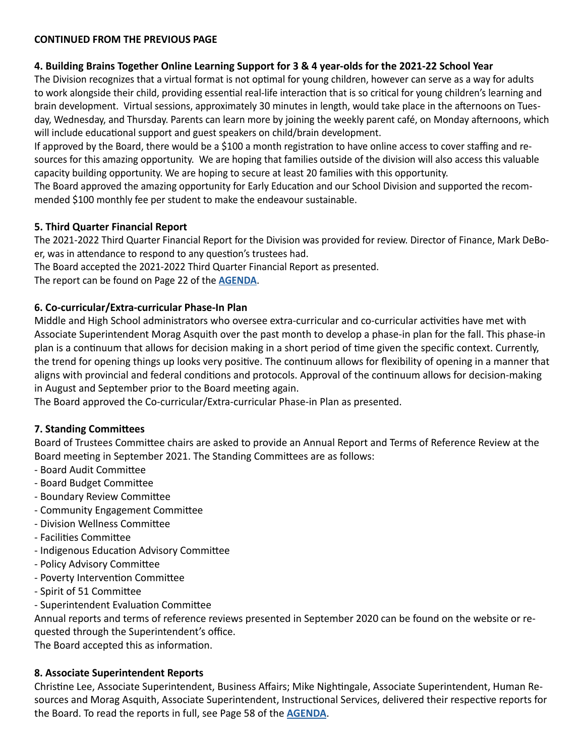**CONTINUED FROM THE PREVIOUS PAGE**

### 4. Building Brains Together Online Learning Support for 3 & 4 year-olds for the 2021-22 School Year

The Division recognizes that a virtual format is not optimal for young children, however can serve as a way for adults to work alongside their child, providing essential real-life interaction that is so critical for young children's learning and brain development. Virtual sessions, approximately 30 minutes in length, would take place in the afternoons on Tuesday, Wednesday, and Thursday. Parents can learn more by joining the weekly parent café, on Monday afternoons, which will include educational support and guest speakers on child/brain development.

If approved by the Board, there would be a $100 a month registration to have online access to cover staffing and resources for this amazing opportunity. We are hoping that families outside of the division will also access this valuable capacity building opportunity. We are hoping to secure at least 20 families with this opportunity.

The Board approved the amazing opportunity for Early Education and our School Division and supported the recommended $100 monthly fee per student to make the endeavour sustainable.

### 5. Third Quarter Financial Report

The 2021-2022 Third Quarter Financial Report for the Division was provided for review. Director of Finance, Mark DeBoer, was in attendance to respond to any question's trustees had.

The Board accepted the 2021-2022 Third Quarter Financial Report as presented.

The report can be found on Page 22 of the **AGENDA**.

### 6. Co-curricular/Extra-curricular Phase-In Plan

Middle and High School administrators who oversee extra-curricular and co-curricular activities have met with Associate Superintendent Morag Asquith over the past month to develop a phase-in plan for the fall. This phase-in plan is a continuum that allows for decision making in a short period of time given the specific context. Currently, the trend for opening things up looks very positive. The continuum allows for flexibility of opening in a manner that aligns with provincial and federal conditions and protocols. Approval of the continuum allows for decision-making in August and September prior to the Board meeting again.

The Board approved the Co-curricular/Extra-curricular Phase-in Plan as presented.

### 7. Standing Committees

Board of Trustees Committee chairs are asked to provide an Annual Report and Terms of Reference Review at the Board meeting in September 2021. The Standing Committees are as follows:

- Board Audit Committee
- Board Budget Committee
- Boundary Review Committee
- Community Engagement Committee
- Division Wellness Committee
- Facilities Committee
- Indigenous Education Advisory Committee
- Policy Advisory Committee
- Poverty Intervention Committee
- Spirit of 51 Committee
- Superintendent Evaluation Committee

Annual reports and terms of reference reviews presented in September 2020 can be found on the website or requested through the Superintendent's office.

The Board accepted this as information.

### 8. Associate Superintendent Reports

Christine Lee, Associate Superintendent, Business Affairs; Mike Nightingale, Associate Superintendent, Human Resources and Morag Asquith, Associate Superintendent, Instructional Services, delivered their respective reports for the Board. To read the reports in full, see Page 58 of the **AGENDA**.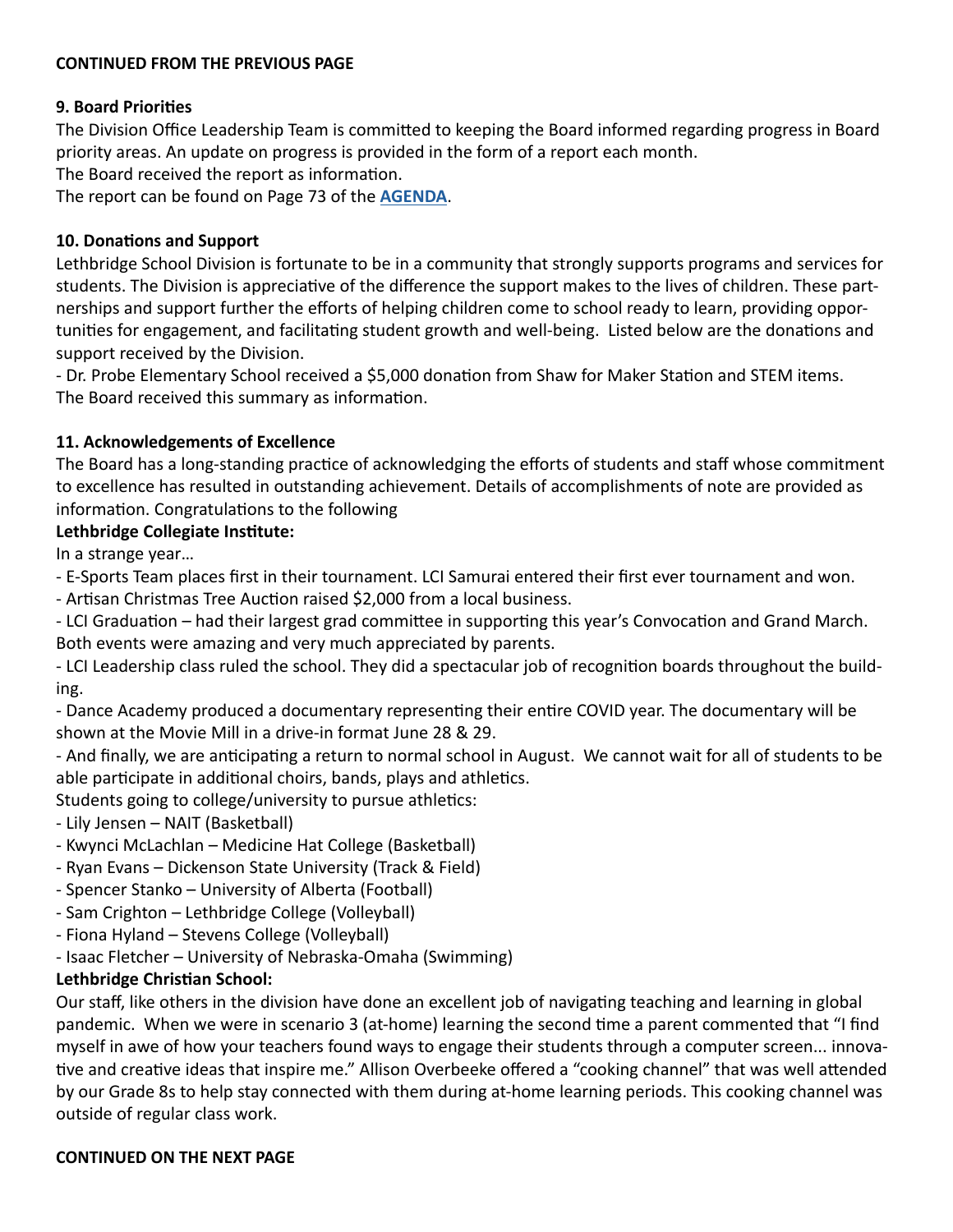**CONTINUED FROM THE PREVIOUS PAGE**

**9. Board Priorities**

The Division Office Leadership Team is committed to keeping the Board informed regarding progress in Board priority areas. An update on progress is provided in the form of a report each month.
The Board received the report as information.
The report can be found on Page 73 of the **AGENDA**.

**10. Donations and Support**

Lethbridge School Division is fortunate to be in a community that strongly supports programs and services for students. The Division is appreciative of the difference the support makes to the lives of children. These partnerships and support further the efforts of helping children come to school ready to learn, providing opportunities for engagement, and facilitating student growth and well-being. Listed below are the donations and support received by the Division.

- Dr. Probe Elementary School received a $5,000 donation from Shaw for Maker Station and STEM items.

The Board received this summary as information.

**11. Acknowledgements of Excellence**

The Board has a long-standing practice of acknowledging the efforts of students and staff whose commitment to excellence has resulted in outstanding achievement. Details of accomplishments of note are provided as information. Congratulations to the following

**Lethbridge Collegiate Institute:**

In a strange year…

- E-Sports Team places first in their tournament. LCI Samurai entered their first ever tournament and won.
- Artisan Christmas Tree Auction raised $2,000 from a local business.
- LCI Graduation – had their largest grad committee in supporting this year's Convocation and Grand March. Both events were amazing and very much appreciated by parents.
- LCI Leadership class ruled the school. They did a spectacular job of recognition boards throughout the building.
- Dance Academy produced a documentary representing their entire COVID year. The documentary will be shown at the Movie Mill in a drive-in format June 28 & 29.
- And finally, we are anticipating a return to normal school in August. We cannot wait for all of students to be able participate in additional choirs, bands, plays and athletics.

Students going to college/university to pursue athletics:

- Lily Jensen – NAIT (Basketball)
- Kwynci McLachlan – Medicine Hat College (Basketball)
- Ryan Evans – Dickenson State University (Track & Field)
- Spencer Stanko – University of Alberta (Football)
- Sam Crighton – Lethbridge College (Volleyball)
- Fiona Hyland – Stevens College (Volleyball)
- Isaac Fletcher – University of Nebraska-Omaha (Swimming)

**Lethbridge Christian School:**

Our staff, like others in the division have done an excellent job of navigating teaching and learning in global pandemic. When we were in scenario 3 (at-home) learning the second time a parent commented that "I find myself in awe of how your teachers found ways to engage their students through a computer screen... innovative and creative ideas that inspire me." Allison Overbeeke offered a "cooking channel" that was well attended by our Grade 8s to help stay connected with them during at-home learning periods. This cooking channel was outside of regular class work.

**CONTINUED ON THE NEXT PAGE**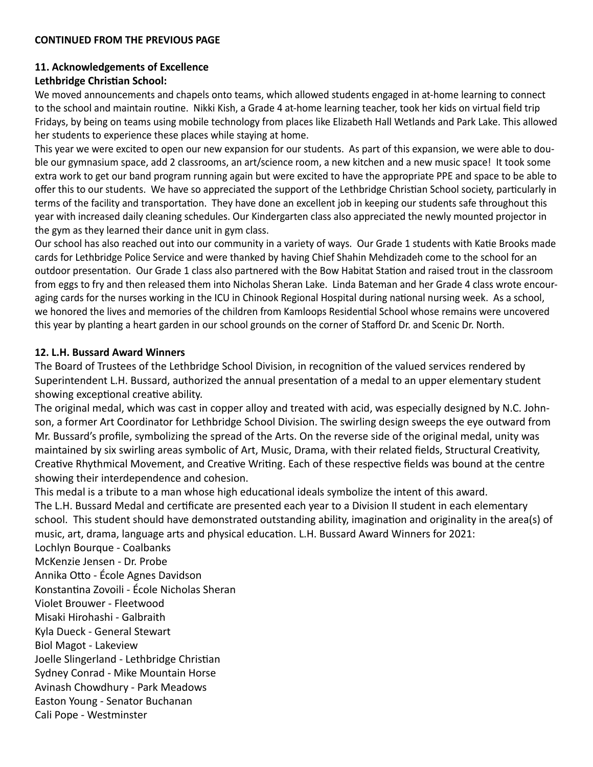**CONTINUED FROM THE PREVIOUS PAGE**

**11. Acknowledgements of Excellence**

**Lethbridge Christian School:**

We moved announcements and chapels onto teams, which allowed students engaged in at-home learning to connect to the school and maintain routine. Nikki Kish, a Grade 4 at-home learning teacher, took her kids on virtual field trip Fridays, by being on teams using mobile technology from places like Elizabeth Hall Wetlands and Park Lake. This allowed her students to experience these places while staying at home.

This year we were excited to open our new expansion for our students. As part of this expansion, we were able to double our gymnasium space, add 2 classrooms, an art/science room, a new kitchen and a new music space! It took some extra work to get our band program running again but were excited to have the appropriate PPE and space to be able to offer this to our students. We have so appreciated the support of the Lethbridge Christian School society, particularly in terms of the facility and transportation. They have done an excellent job in keeping our students safe throughout this year with increased daily cleaning schedules. Our Kindergarten class also appreciated the newly mounted projector in the gym as they learned their dance unit in gym class.

Our school has also reached out into our community in a variety of ways. Our Grade 1 students with Katie Brooks made cards for Lethbridge Police Service and were thanked by having Chief Shahin Mehdizadeh come to the school for an outdoor presentation. Our Grade 1 class also partnered with the Bow Habitat Station and raised trout in the classroom from eggs to fry and then released them into Nicholas Sheran Lake. Linda Bateman and her Grade 4 class wrote encouraging cards for the nurses working in the ICU in Chinook Regional Hospital during national nursing week. As a school, we honored the lives and memories of the children from Kamloops Residential School whose remains were uncovered this year by planting a heart garden in our school grounds on the corner of Stafford Dr. and Scenic Dr. North.

**12. L.H. Bussard Award Winners**

The Board of Trustees of the Lethbridge School Division, in recognition of the valued services rendered by Superintendent L.H. Bussard, authorized the annual presentation of a medal to an upper elementary student showing exceptional creative ability.

The original medal, which was cast in copper alloy and treated with acid, was especially designed by N.C. Johnson, a former Art Coordinator for Lethbridge School Division. The swirling design sweeps the eye outward from Mr. Bussard's profile, symbolizing the spread of the Arts. On the reverse side of the original medal, unity was maintained by six swirling areas symbolic of Art, Music, Drama, with their related fields, Structural Creativity, Creative Rhythmical Movement, and Creative Writing. Each of these respective fields was bound at the centre showing their interdependence and cohesion.

This medal is a tribute to a man whose high educational ideals symbolize the intent of this award.

The L.H. Bussard Medal and certificate are presented each year to a Division II student in each elementary school. This student should have demonstrated outstanding ability, imagination and originality in the area(s) of music, art, drama, language arts and physical education. L.H. Bussard Award Winners for 2021:

Lochlyn Bourque - Coalbanks
McKenzie Jensen - Dr. Probe
Annika Otto - École Agnes Davidson
Konstantina Zovoili - École Nicholas Sheran
Violet Brouwer - Fleetwood
Misaki Hirohashi - Galbraith
Kyla Dueck - General Stewart
Biol Magot - Lakeview
Joelle Slingerland - Lethbridge Christian
Sydney Conrad - Mike Mountain Horse
Avinash Chowdhury - Park Meadows
Easton Young - Senator Buchanan
Cali Pope - Westminster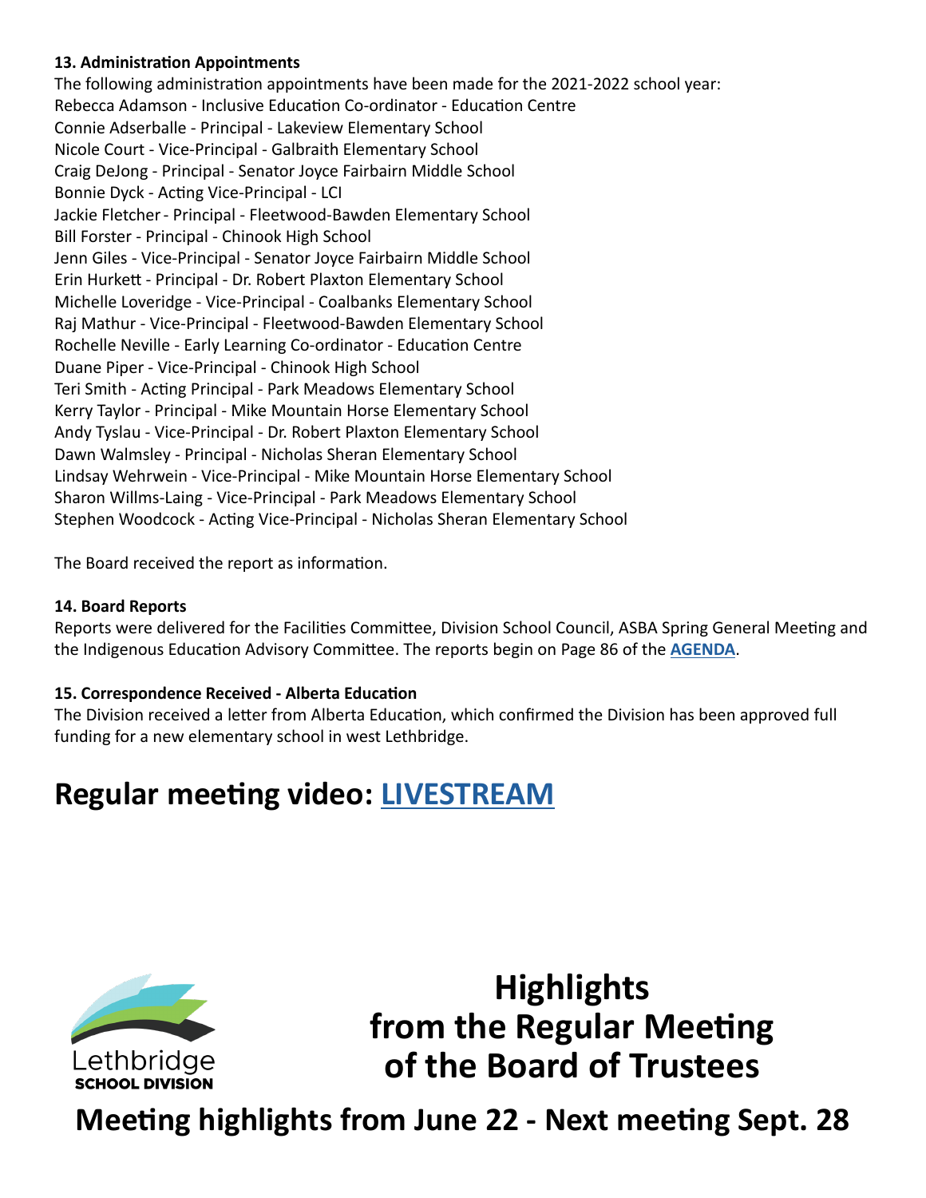**13. Administration Appointments**

The following administration appointments have been made for the 2021-2022 school year:
Rebecca Adamson - Inclusive Education Co-ordinator - Education Centre
Connie Adserballe - Principal - Lakeview Elementary School
Nicole Court - Vice-Principal - Galbraith Elementary School
Craig DeJong - Principal - Senator Joyce Fairbairn Middle School
Bonnie Dyck - Acting Vice-Principal - LCI
Jackie Fletcher - Principal - Fleetwood-Bawden Elementary School
Bill Forster - Principal - Chinook High School
Jenn Giles - Vice-Principal - Senator Joyce Fairbairn Middle School
Erin Hurkett - Principal - Dr. Robert Plaxton Elementary School
Michelle Loveridge - Vice-Principal - Coalbanks Elementary School
Raj Mathur - Vice-Principal - Fleetwood-Bawden Elementary School
Rochelle Neville - Early Learning Co-ordinator - Education Centre
Duane Piper - Vice-Principal - Chinook High School
Teri Smith - Acting Principal - Park Meadows Elementary School
Kerry Taylor - Principal - Mike Mountain Horse Elementary School
Andy Tyslau - Vice-Principal - Dr. Robert Plaxton Elementary School
Dawn Walmsley - Principal - Nicholas Sheran Elementary School
Lindsay Wehrwein - Vice-Principal - Mike Mountain Horse Elementary School
Sharon Willms-Laing - Vice-Principal - Park Meadows Elementary School
Stephen Woodcock - Acting Vice-Principal - Nicholas Sheran Elementary School

The Board received the report as information.

**14. Board Reports**

Reports were delivered for the Facilities Committee, Division School Council, ASBA Spring General Meeting and the Indigenous Education Advisory Committee. The reports begin on Page 86 of the **AGENDA**.

**15. Correspondence Received - Alberta Education**

The Division received a letter from Alberta Education, which confirmed the Division has been approved full funding for a new elementary school in west Lethbridge.

# Regular meeting video: LIVESTREAM

Lethbridge
SCHOOL DIVISION

# Highlights from the Regular Meeting of the Board of Trustees

## Meeting highlights from June 22 - Next meeting Sept. 28